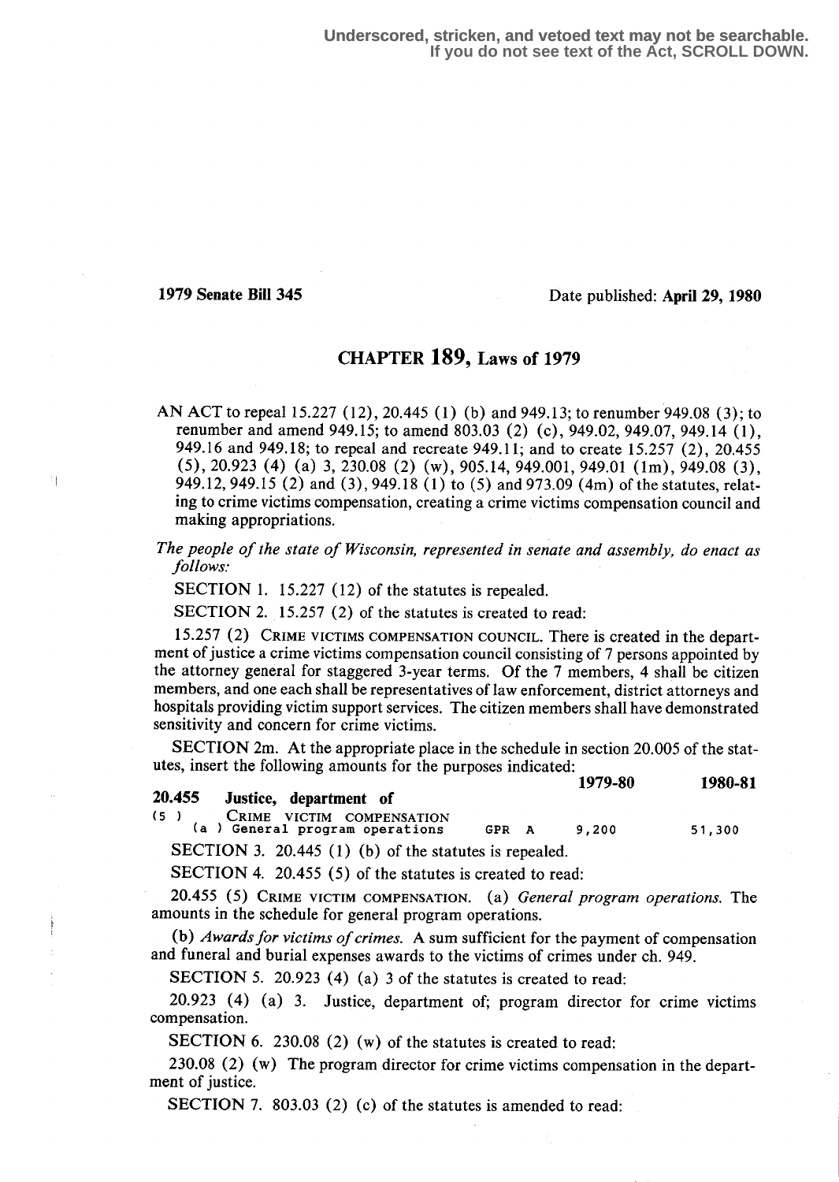Underscored, stricken, and vetoed text may not be searchable.
If you do not see text of the Act, SCROLL DOWN.

**1979 Senate Bill 345** Date published: **April 29, 1980**

# CHAPTER 189, Laws of 1979

AN ACT to repeal 15.227 (12), 20.445 (1) (b) and 949.13; to renumber 949.08 (3); to renumber and amend 949.15; to amend 803.03 (2) (c), 949.02, 949.07, 949.14 (1), 949.16 and 949.18; to repeal and recreate 949.11; and to create 15.257 (2), 20.455 (5), 20.923 (4) (a) 3, 230.08 (2) (w), 905.14, 949.001, 949.01 (1m), 949.08 (3), 949.12, 949.15 (2) and (3), 949.18 (1) to (5) and 973.09 (4m) of the statutes, relating to crime victims compensation, creating a crime victims compensation council and making appropriations.

*The people of the state of Wisconsin, represented in senate and assembly, do enact as follows:*

SECTION 1. 15.227 (12) of the statutes is repealed.

SECTION 2. 15.257 (2) of the statutes is created to read:

15.257 (2) CRIME VICTIMS COMPENSATION COUNCIL. There is created in the department of justice a crime victims compensation council consisting of 7 persons appointed by the attorney general for staggered 3-year terms. Of the 7 members, 4 shall be citizen members, and one each shall be representatives of law enforcement, district attorneys and hospitals providing victim support services. The citizen members shall have demonstrated sensitivity and concern for crime victims.

SECTION 2m. At the appropriate place in the schedule in section 20.005 of the statutes, insert the following amounts for the purposes indicated:

| | | | | 1979-80 | 1980-81 |
|---|---|---|---|---|---|
| **20.455** | **Justice, department of** | | | | |
| (5) | CRIME VICTIM COMPENSATION | | | | |
| (a) | General program operations | GPR | A | 9,200 | 51,300 |

SECTION 3. 20.445 (1) (b) of the statutes is repealed.

SECTION 4. 20.455 (5) of the statutes is created to read:

20.455 (5) CRIME VICTIM COMPENSATION. (a) *General program operations.* The amounts in the schedule for general program operations.

(b) *Awards for victims of crimes.* A sum sufficient for the payment of compensation and funeral and burial expenses awards to the victims of crimes under ch. 949.

SECTION 5. 20.923 (4) (a) 3 of the statutes is created to read:

20.923 (4) (a) 3. Justice, department of; program director for crime victims compensation.

SECTION 6. 230.08 (2) (w) of the statutes is created to read:

230.08 (2) (w) The program director for crime victims compensation in the department of justice.

SECTION 7. 803.03 (2) (c) of the statutes is amended to read: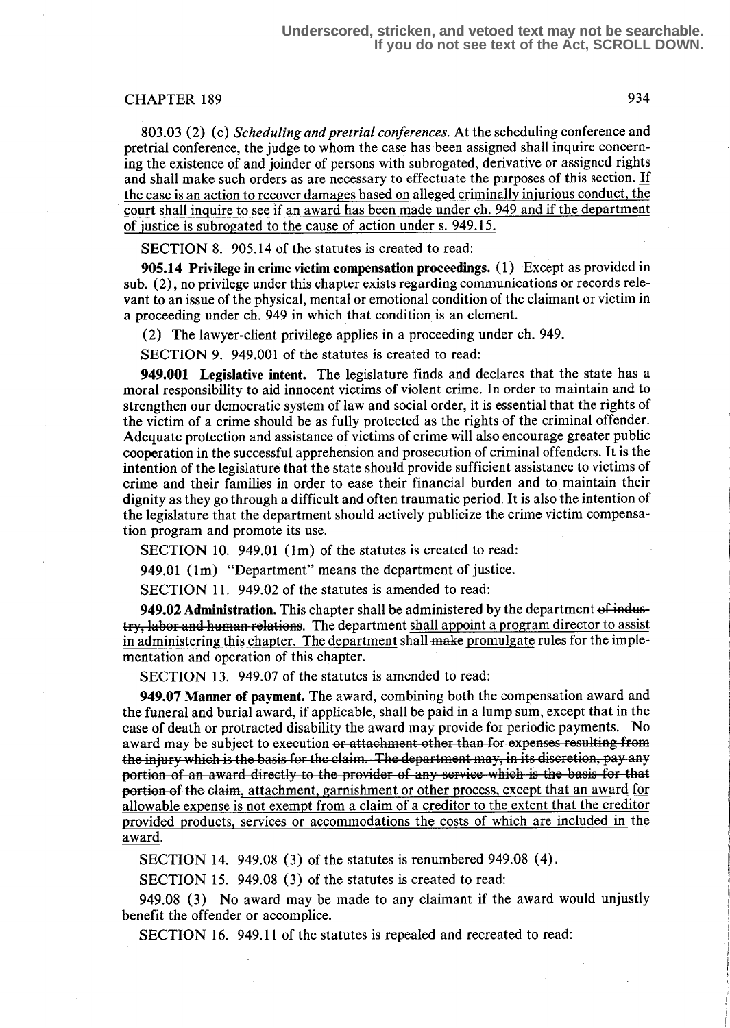803.03 (2) (c) *Scheduling and pretrial conferences.* At the scheduling conference and pretrial conference, the judge to whom the case has been assigned shall inquire concerning the existence of and joinder of persons with subrogated, derivative or assigned rights and shall make such orders as are necessary to effectuate the purposes of this section. If the case is an action to recover damages based on alleged criminally injurious conduct, the court shall inquire to see if an award has been made under ch. 949 and if the department of justice is subrogated to the cause of action under s. 949.15.

SECTION 8. 905.14 of the statutes is created to read:

**905.14 Privilege in crime victim compensation proceedings.** (1) Except as provided in sub. (2), no privilege under this chapter exists regarding communications or records relevant to an issue of the physical, mental or emotional condition of the claimant or victim in a proceeding under ch. 949 in which that condition is an element.

(2) The lawyer-client privilege applies in a proceeding under ch. 949.

SECTION 9. 949.001 of the statutes is created to read:

**949.001 Legislative intent.** The legislature finds and declares that the state has a moral responsibility to aid innocent victims of violent crime. In order to maintain and to strengthen our democratic system of law and social order, it is essential that the rights of the victim of a crime should be as fully protected as the rights of the criminal offender. Adequate protection and assistance of victims of crime will also encourage greater public cooperation in the successful apprehension and prosecution of criminal offenders. It is the intention of the legislature that the state should provide sufficient assistance to victims of crime and their families in order to ease their financial burden and to maintain their dignity as they go through a difficult and often traumatic period. It is also the intention of the legislature that the department should actively publicize the crime victim compensation program and promote its use.

SECTION 10. 949.01 (1m) of the statutes is created to read:

949.01 (1m) "Department" means the department of justice.

SECTION 11. 949.02 of the statutes is amended to read:

**949.02 Administration.** This chapter shall be administered by the department ~~of industry, labor and human relations~~. The department shall appoint a program director to assist in administering this chapter. The department shall ~~make~~ promulgate rules for the implementation and operation of this chapter.

SECTION 13. 949.07 of the statutes is amended to read:

**949.07 Manner of payment.** The award, combining both the compensation award and the funeral and burial award, if applicable, shall be paid in a lump sum, except that in the case of death or protracted disability the award may provide for periodic payments. No award may be subject to execution ~~or attachment other than for expenses resulting from the injury which is the basis for the claim. The department may, in its discretion, pay any portion of an award directly to the provider of any service which is the basis for that portion of the claim~~, attachment, garnishment or other process, except that an award for allowable expense is not exempt from a claim of a creditor to the extent that the creditor provided products, services or accommodations the costs of which are included in the award.

SECTION 14. 949.08 (3) of the statutes is renumbered 949.08 (4).

SECTION 15. 949.08 (3) of the statutes is created to read:

949.08 (3) No award may be made to any claimant if the award would unjustly benefit the offender or accomplice.

SECTION 16. 949.11 of the statutes is repealed and recreated to read: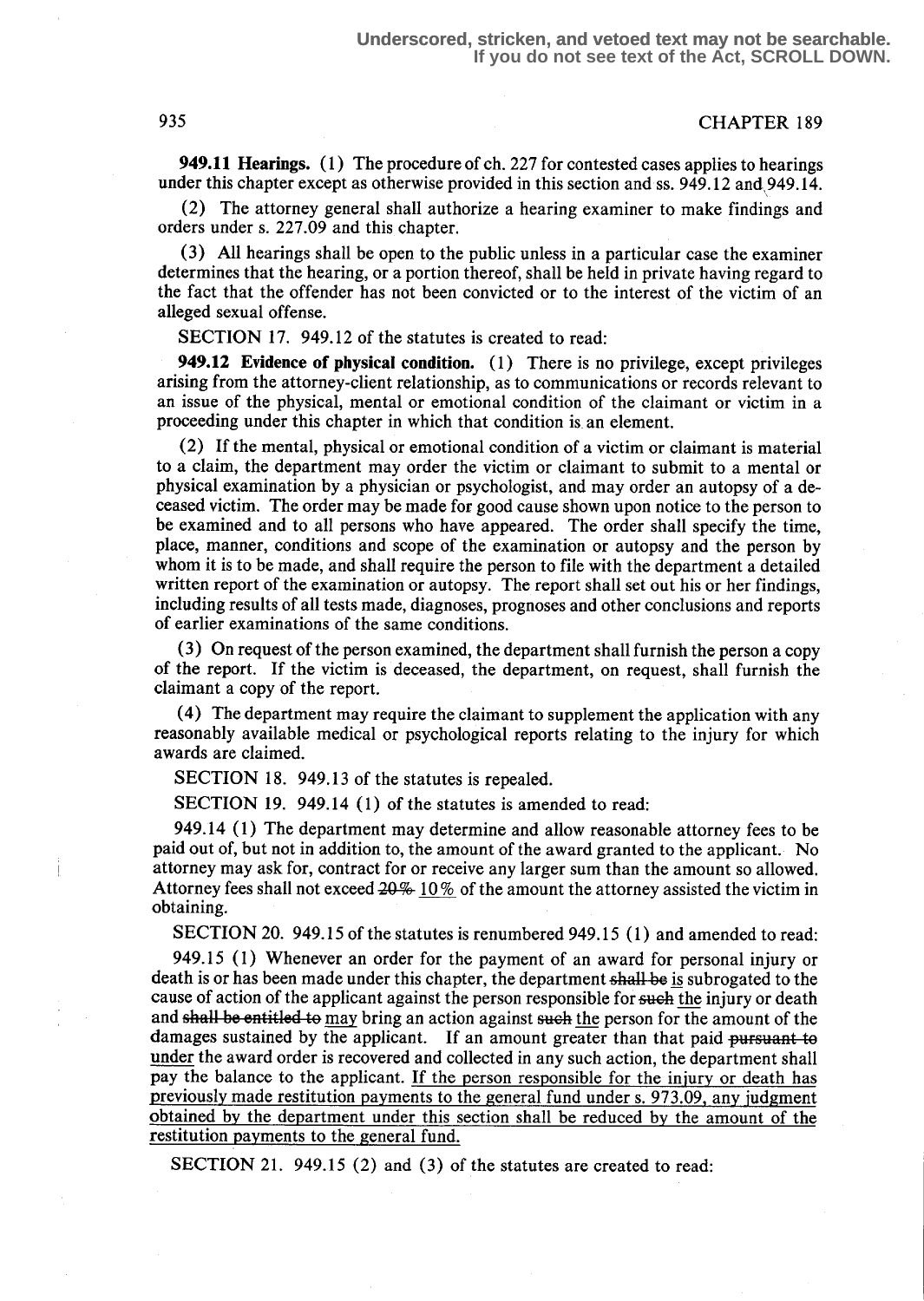**949.11 Hearings.** (1) The procedure of ch. 227 for contested cases applies to hearings under this chapter except as otherwise provided in this section and ss. 949.12 and 949.14.

(2) The attorney general shall authorize a hearing examiner to make findings and orders under s. 227.09 and this chapter.

(3) All hearings shall be open to the public unless in a particular case the examiner determines that the hearing, or a portion thereof, shall be held in private having regard to the fact that the offender has not been convicted or to the interest of the victim of an alleged sexual offense.

SECTION 17. 949.12 of the statutes is created to read:

**949.12 Evidence of physical condition.** (1) There is no privilege, except privileges arising from the attorney-client relationship, as to communications or records relevant to an issue of the physical, mental or emotional condition of the claimant or victim in a proceeding under this chapter in which that condition is an element.

(2) If the mental, physical or emotional condition of a victim or claimant is material to a claim, the department may order the victim or claimant to submit to a mental or physical examination by a physician or psychologist, and may order an autopsy of a deceased victim. The order may be made for good cause shown upon notice to the person to be examined and to all persons who have appeared. The order shall specify the time, place, manner, conditions and scope of the examination or autopsy and the person by whom it is to be made, and shall require the person to file with the department a detailed written report of the examination or autopsy. The report shall set out his or her findings, including results of all tests made, diagnoses, prognoses and other conclusions and reports of earlier examinations of the same conditions.

(3) On request of the person examined, the department shall furnish the person a copy of the report. If the victim is deceased, the department, on request, shall furnish the claimant a copy of the report.

(4) The department may require the claimant to supplement the application with any reasonably available medical or psychological reports relating to the injury for which awards are claimed.

SECTION 18. 949.13 of the statutes is repealed.

SECTION 19. 949.14 (1) of the statutes is amended to read:

949.14 (1) The department may determine and allow reasonable attorney fees to be paid out of, but not in addition to, the amount of the award granted to the applicant. No attorney may ask for, contract for or receive any larger sum than the amount so allowed. Attorney fees shall not exceed ~~20%~~ <u>10%</u> of the amount the attorney assisted the victim in obtaining.

SECTION 20. 949.15 of the statutes is renumbered 949.15 (1) and amended to read:

949.15 (1) Whenever an order for the payment of an award for personal injury or death is or has been made under this chapter, the department ~~shall be~~ <u>is</u> subrogated to the cause of action of the applicant against the person responsible for ~~such~~ <u>the</u> injury or death and ~~shall be entitled to~~ <u>may</u> bring an action against ~~such~~ <u>the</u> person for the amount of the damages sustained by the applicant. If an amount greater than that paid ~~pursuant to~~ <u>under</u> the award order is recovered and collected in any such action, the department shall pay the balance to the applicant. <u>If the person responsible for the injury or death has previously made restitution payments to the general fund under s. 973.09, any judgment obtained by the department under this section shall be reduced by the amount of the restitution payments to the general fund.</u>

SECTION 21. 949.15 (2) and (3) of the statutes are created to read: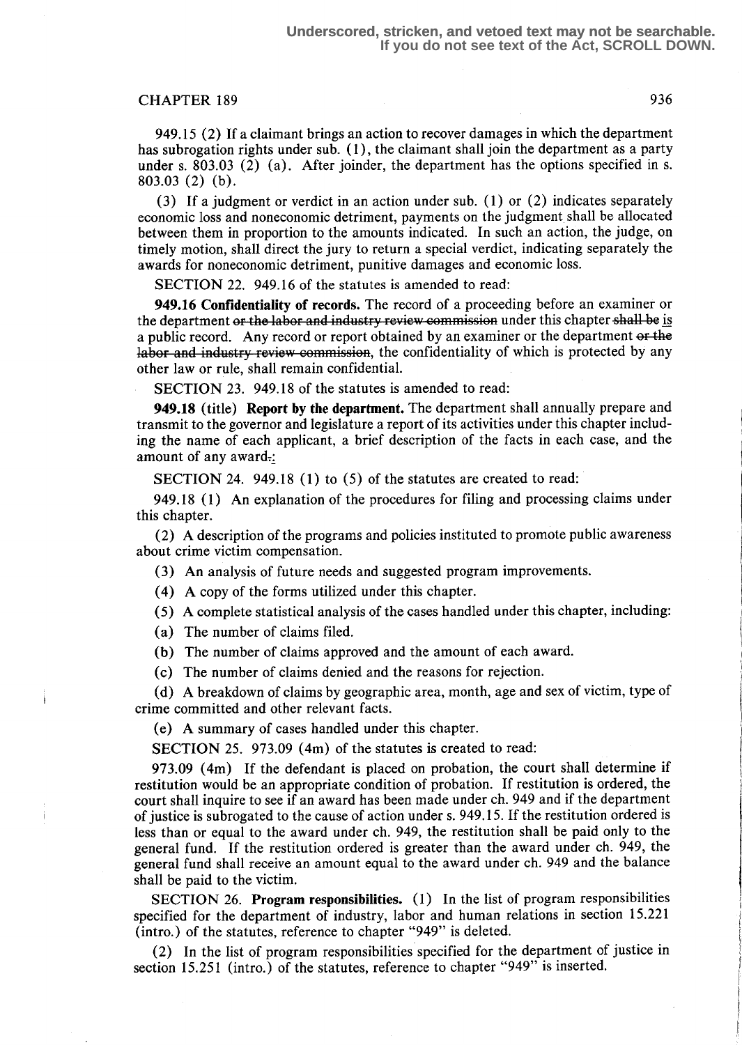949.15 (2) If a claimant brings an action to recover damages in which the department has subrogation rights under sub. (1), the claimant shall join the department as a party under s. 803.03 (2) (a). After joinder, the department has the options specified in s. 803.03 (2) (b).

(3) If a judgment or verdict in an action under sub. (1) or (2) indicates separately economic loss and noneconomic detriment, payments on the judgment shall be allocated between them in proportion to the amounts indicated. In such an action, the judge, on timely motion, shall direct the jury to return a special verdict, indicating separately the awards for noneconomic detriment, punitive damages and economic loss.

SECTION 22. 949.16 of the statutes is amended to read:

**949.16 Confidentiality of records.** The record of a proceeding before an examiner or the department ~~or the labor and industry review commission~~ under this chapter ~~shall be~~ is a public record. Any record or report obtained by an examiner or the department ~~or the labor and industry review commission~~, the confidentiality of which is protected by any other law or rule, shall remain confidential.

SECTION 23. 949.18 of the statutes is amended to read:

**949.18** (title) **Report by the department.** The department shall annually prepare and transmit to the governor and legislature a report of its activities under this chapter including the name of each applicant, a brief description of the facts in each case, and the amount of any award~~.~~:

SECTION 24. 949.18 (1) to (5) of the statutes are created to read:

949.18 (1) An explanation of the procedures for filing and processing claims under this chapter.

(2) A description of the programs and policies instituted to promote public awareness about crime victim compensation.

(3) An analysis of future needs and suggested program improvements.

(4) A copy of the forms utilized under this chapter.

(5) A complete statistical analysis of the cases handled under this chapter, including:

(a) The number of claims filed.

(b) The number of claims approved and the amount of each award.

(c) The number of claims denied and the reasons for rejection.

(d) A breakdown of claims by geographic area, month, age and sex of victim, type of crime committed and other relevant facts.

(e) A summary of cases handled under this chapter.

SECTION 25. 973.09 (4m) of the statutes is created to read:

973.09 (4m) If the defendant is placed on probation, the court shall determine if restitution would be an appropriate condition of probation. If restitution is ordered, the court shall inquire to see if an award has been made under ch. 949 and if the department of justice is subrogated to the cause of action under s. 949.15. If the restitution ordered is less than or equal to the award under ch. 949, the restitution shall be paid only to the general fund. If the restitution ordered is greater than the award under ch. 949, the general fund shall receive an amount equal to the award under ch. 949 and the balance shall be paid to the victim.

SECTION 26. **Program responsibilities.** (1) In the list of program responsibilities specified for the department of industry, labor and human relations in section 15.221 (intro.) of the statutes, reference to chapter "949" is deleted.

(2) In the list of program responsibilities specified for the department of justice in section 15.251 (intro.) of the statutes, reference to chapter "949" is inserted.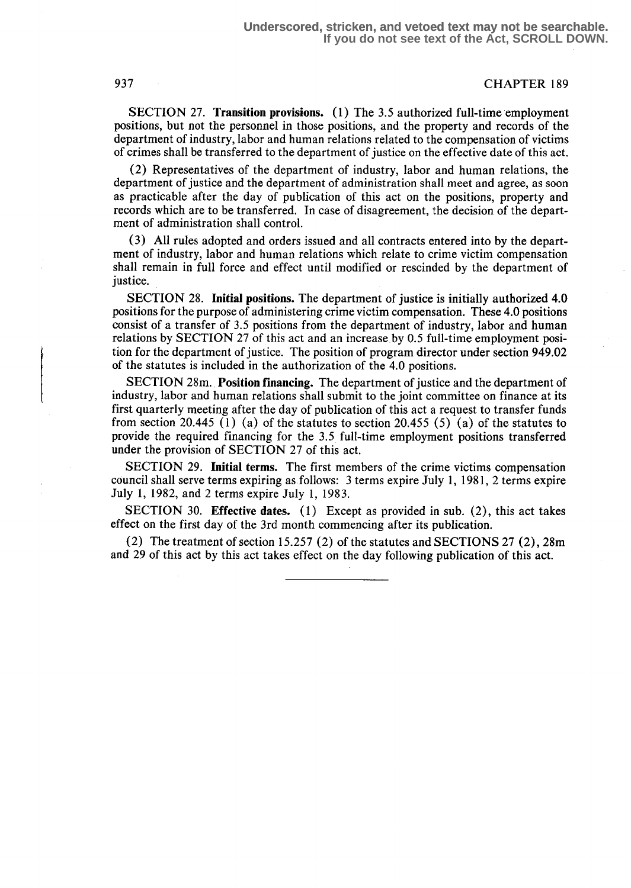SECTION 27. **Transition provisions.** (1) The 3.5 authorized full-time employment positions, but not the personnel in those positions, and the property and records of the department of industry, labor and human relations related to the compensation of victims of crimes shall be transferred to the department of justice on the effective date of this act.

(2) Representatives of the department of industry, labor and human relations, the department of justice and the department of administration shall meet and agree, as soon as practicable after the day of publication of this act on the positions, property and records which are to be transferred. In case of disagreement, the decision of the department of administration shall control.

(3) All rules adopted and orders issued and all contracts entered into by the department of industry, labor and human relations which relate to crime victim compensation shall remain in full force and effect until modified or rescinded by the department of justice.

SECTION 28. **Initial positions.** The department of justice is initially authorized 4.0 positions for the purpose of administering crime victim compensation. These 4.0 positions consist of a transfer of 3.5 positions from the department of industry, labor and human relations by SECTION 27 of this act and an increase by 0.5 full-time employment position for the department of justice. The position of program director under section 949.02 of the statutes is included in the authorization of the 4.0 positions.

SECTION 28m. **Position financing.** The department of justice and the department of industry, labor and human relations shall submit to the joint committee on finance at its first quarterly meeting after the day of publication of this act a request to transfer funds from section 20.445 (1) (a) of the statutes to section 20.455 (5) (a) of the statutes to provide the required financing for the 3.5 full-time employment positions transferred under the provision of SECTION 27 of this act.

SECTION 29. **Initial terms.** The first members of the crime victims compensation council shall serve terms expiring as follows: 3 terms expire July 1, 1981, 2 terms expire July 1, 1982, and 2 terms expire July 1, 1983.

SECTION 30. **Effective dates.** (1) Except as provided in sub. (2), this act takes effect on the first day of the 3rd month commencing after its publication.

(2) The treatment of section 15.257 (2) of the statutes and SECTIONS 27 (2), 28m and 29 of this act by this act takes effect on the day following publication of this act.